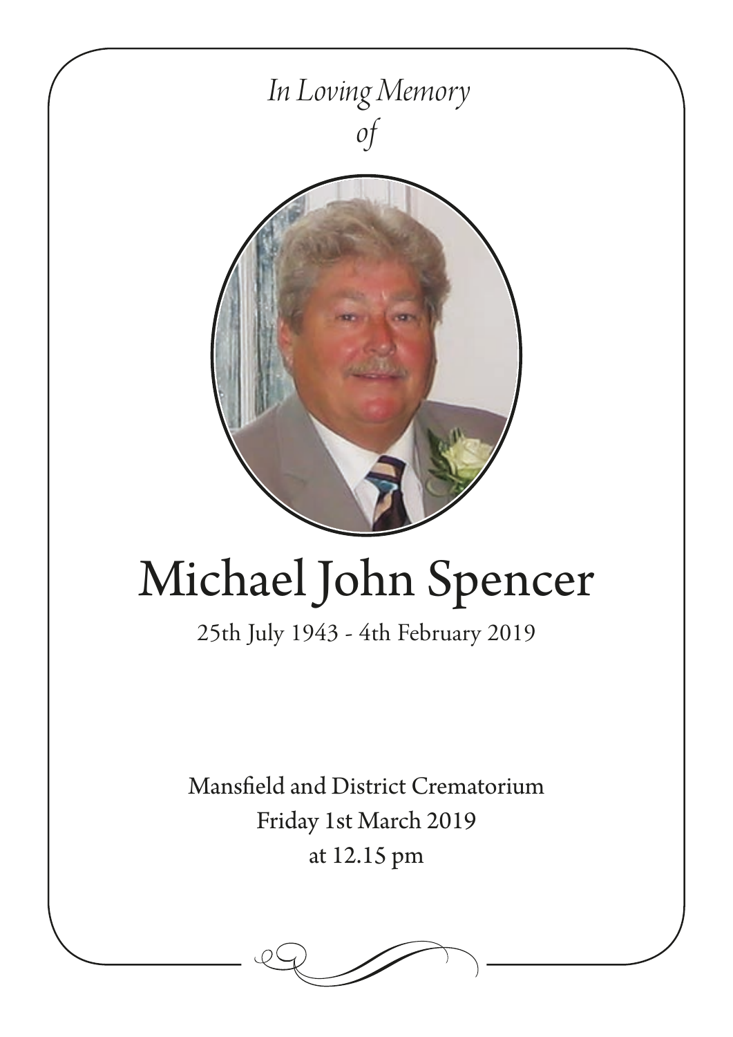*In Loving Memory*
*of*

# Michael John Spencer

25th July 1943 - 4th February 2019

Mansfield and District Crematorium
Friday 1st March 2019
at 12.15 pm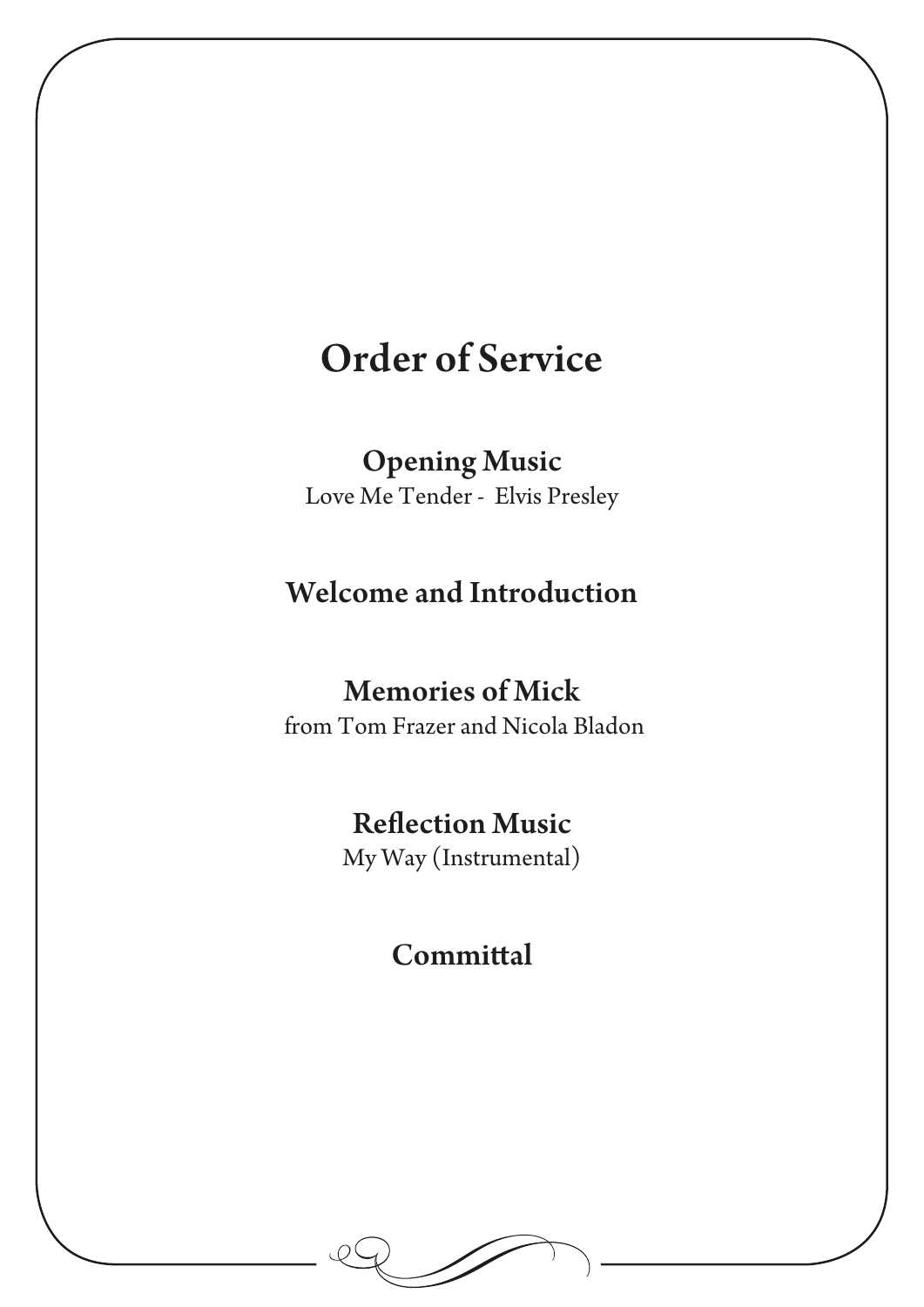# Order of Service

## Opening Music

Love Me Tender - Elvis Presley

## Welcome and Introduction

## Memories of Mick

from Tom Frazer and Nicola Bladon

## Reflection Music

My Way (Instrumental)

## Committal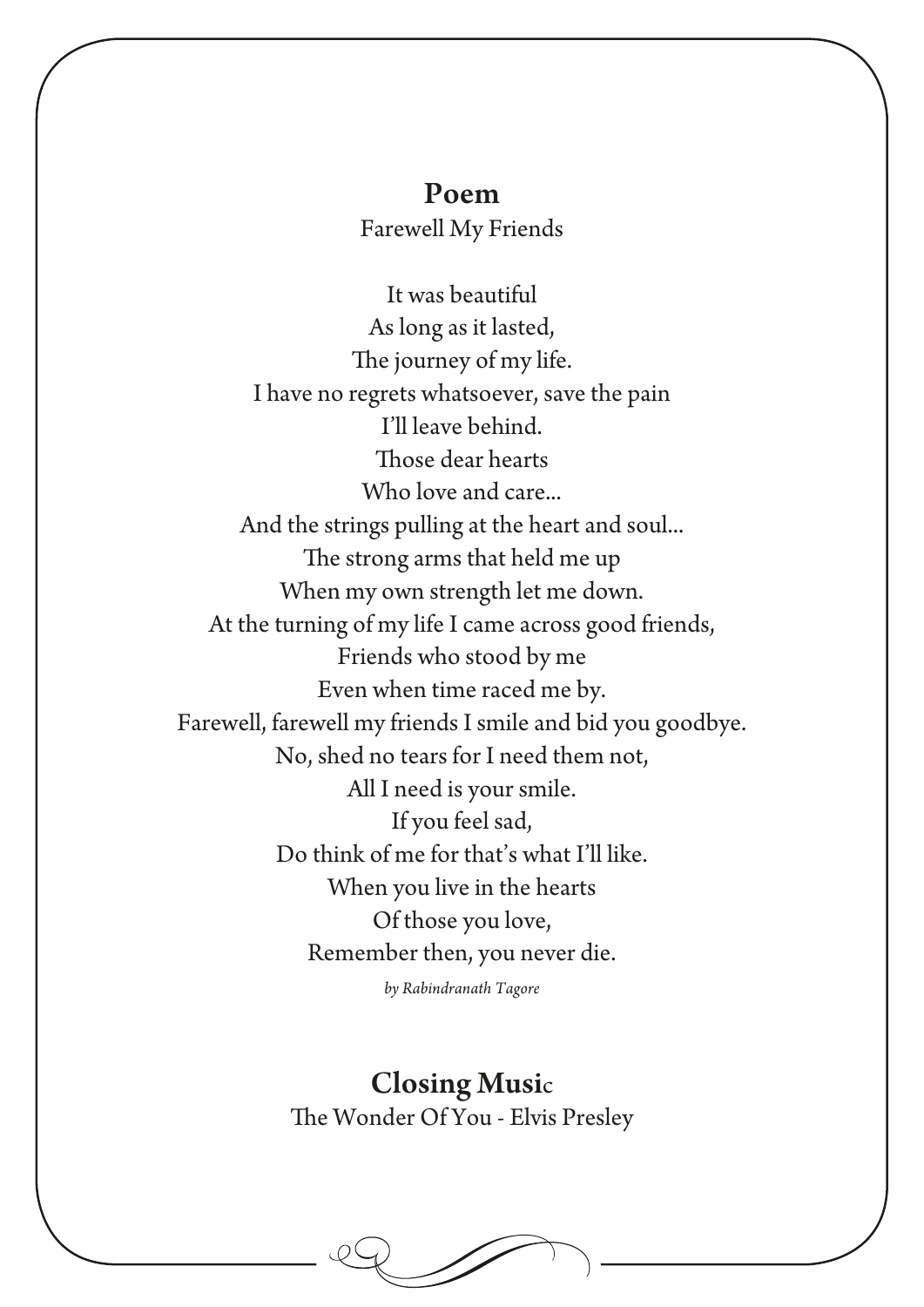## Poem

Farewell My Friends

It was beautiful
As long as it lasted,
The journey of my life.
I have no regrets whatsoever, save the pain
I'll leave behind.
Those dear hearts
Who love and care...
And the strings pulling at the heart and soul...
The strong arms that held me up
When my own strength let me down.
At the turning of my life I came across good friends,
Friends who stood by me
Even when time raced me by.
Farewell, farewell my friends I smile and bid you goodbye.
No, shed no tears for I need them not,
All I need is your smile.
If you feel sad,
Do think of me for that's what I'll like.
When you live in the hearts
Of those you love,
Remember then, you never die.

*by Rabindranath Tagore*

## Closing Music

The Wonder Of You - Elvis Presley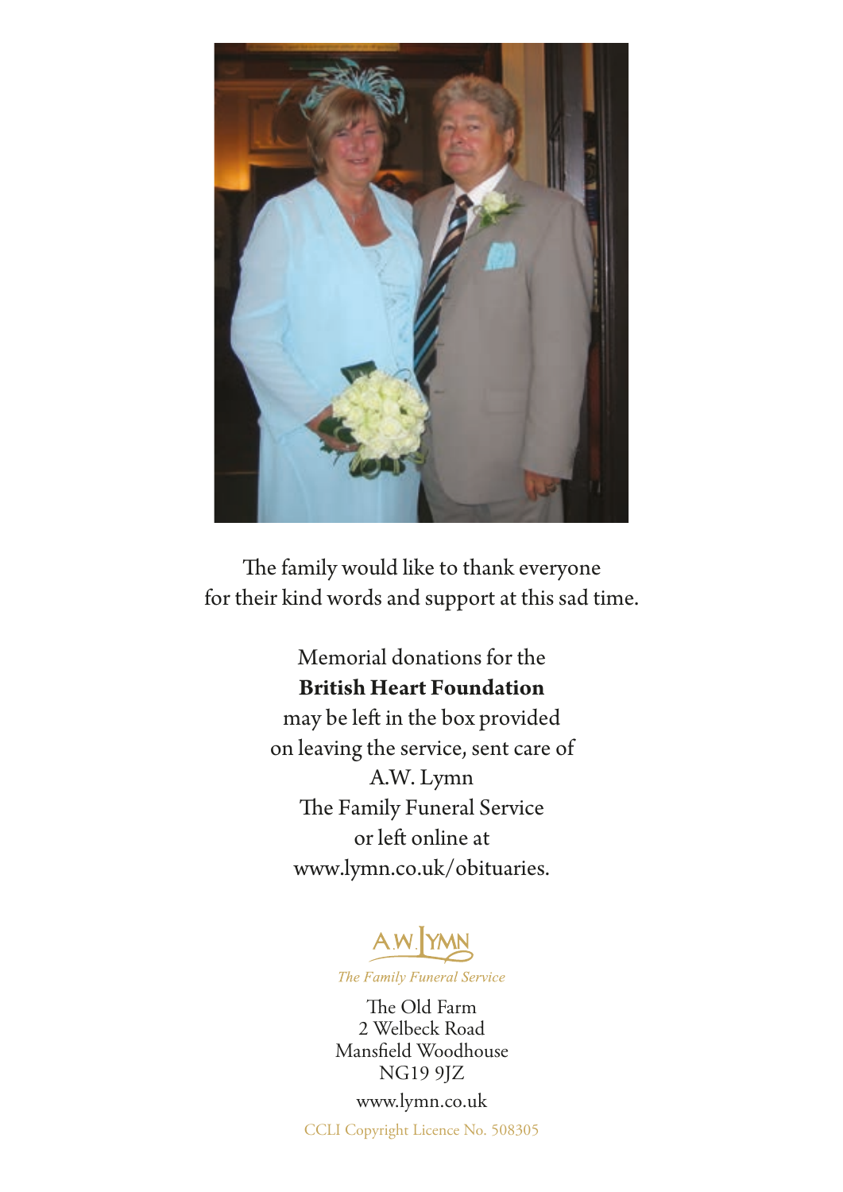The family would like to thank everyone
for their kind words and support at this sad time.

Memorial donations for the
**British Heart Foundation**
may be left in the box provided
on leaving the service, sent care of
A.W. Lymn
The Family Funeral Service
or left online at
www.lymn.co.uk/obituaries.

A.W. LYMN
*The Family Funeral Service*

The Old Farm
2 Welbeck Road
Mansfield Woodhouse
NG19 9JZ

www.lymn.co.uk

CCLI Copyright Licence No. 508305